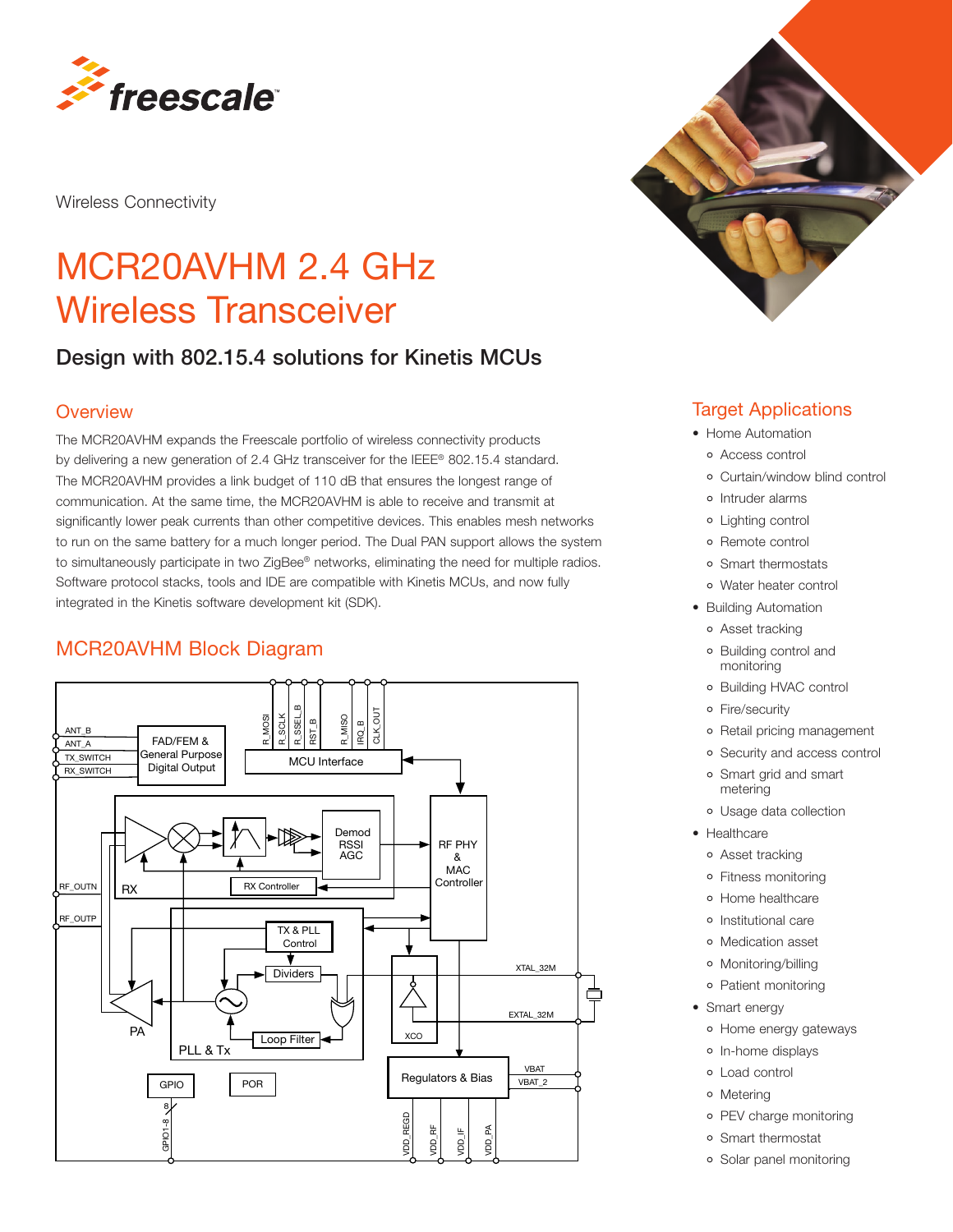Wireless Connectivity

# MCR20AVHM 2.4 GHz Wireless Transceiver

## Design with 802.15.4 solutions for Kinetis MCUs

### Overview

The MCR20AVHM expands the Freescale portfolio of wireless connectivity products by delivering a new generation of 2.4 GHz transceiver for the IEEE® 802.15.4 standard. The MCR20AVHM provides a link budget of 110 dB that ensures the longest range of communication. At the same time, the MCR20AVHM is able to receive and transmit at significantly lower peak currents than other competitive devices. This enables mesh networks to run on the same battery for a much longer period. The Dual PAN support allows the system to simultaneously participate in two ZigBee® networks, eliminating the need for multiple radios. Software protocol stacks, tools and IDE are compatible with Kinetis MCUs, and now fully integrated in the Kinetis software development kit (SDK).

### MCR20AVHM Block Diagram

ANT_B, ANT_A, TX_SWITCH, RX_SWITCH — FAD/FEM & General Purpose Digital Output

R_MOSI, R_SCLK, R_SSEL_B, RST_B, R_MISO, IRQ_B, CLK_OUT — MCU Interface

Demod RSSI AGC — RX Controller — RX

RF PHY & MAC Controller

RF_OUTN, RF_OUTP — PA

TX & PLL Control — Dividers — Loop Filter — PLL & Tx

XTAL_32M, EXTAL_32M — XCO

Regulators & Bias — VBAT, VBAT_2 — VDD_REGD, VDD_RF, VDD_IF, VDD_PA

GPIO — GPIO1-8 (8)

POR

### Target Applications

- Home Automation
  - Access control
  - Curtain/window blind control
  - Intruder alarms
  - Lighting control
  - Remote control
  - Smart thermostats
  - Water heater control
- Building Automation
  - Asset tracking
  - Building control and monitoring
  - Building HVAC control
  - Fire/security
  - Retail pricing management
  - Security and access control
  - Smart grid and smart metering
  - Usage data collection
- Healthcare
  - Asset tracking
  - Fitness monitoring
  - Home healthcare
  - Institutional care
  - Medication asset
  - Monitoring/billing
  - Patient monitoring
- Smart energy
  - Home energy gateways
  - In-home displays
  - Load control
  - Metering
  - PEV charge monitoring
  - Smart thermostat
  - Solar panel monitoring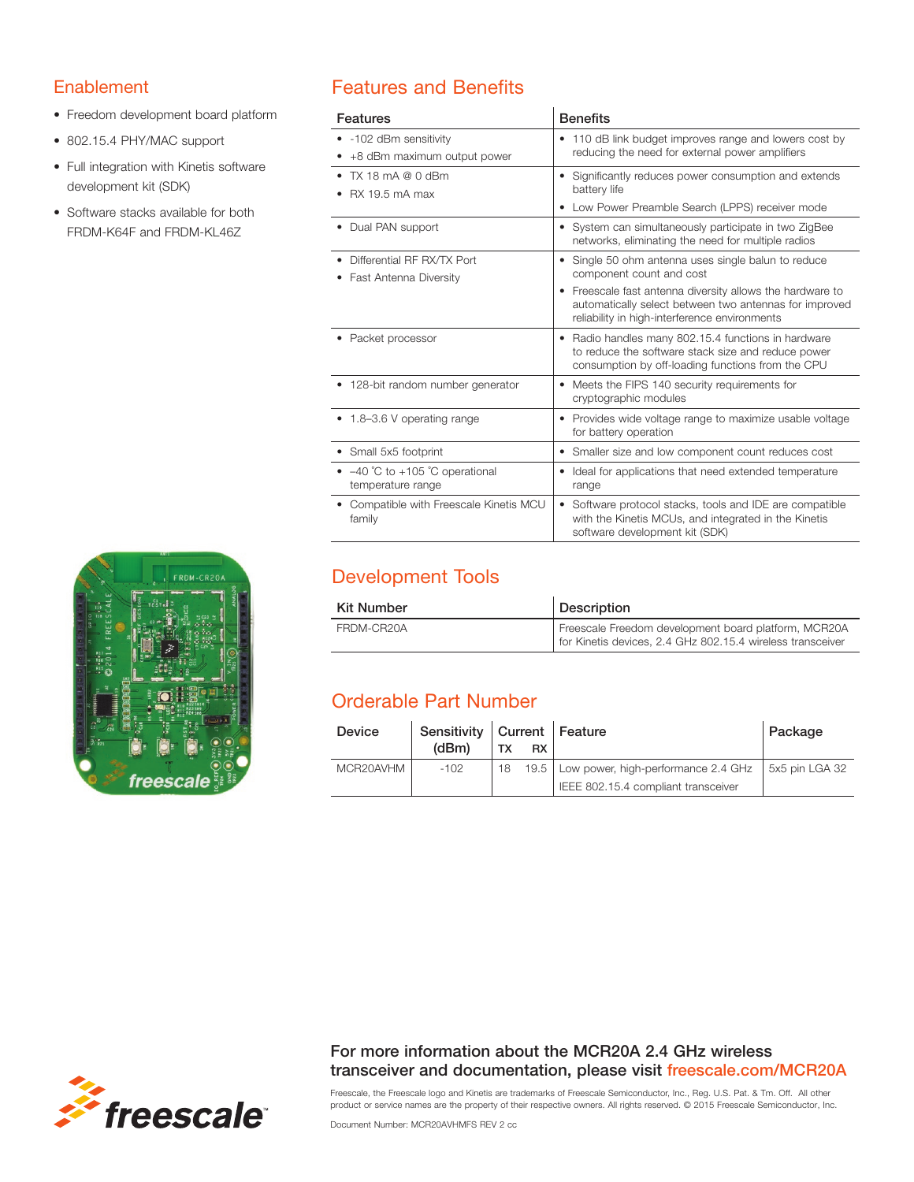## Enablement

- Freedom development board platform
- 802.15.4 PHY/MAC support
- Full integration with Kinetis software development kit (SDK)
- Software stacks available for both FRDM-K64F and FRDM-KL46Z

## Features and Benefits

| Features | Benefits |
|---|---|
| • -102 dBm sensitivity<br>• +8 dBm maximum output power | • 110 dB link budget improves range and lowers cost by reducing the need for external power amplifiers |
| • TX 18 mA @ 0 dBm<br>• RX 19.5 mA max | • Significantly reduces power consumption and extends battery life<br>• Low Power Preamble Search (LPPS) receiver mode |
| • Dual PAN support | • System can simultaneously participate in two ZigBee networks, eliminating the need for multiple radios |
| • Differential RF RX/TX Port<br>• Fast Antenna Diversity | • Single 50 ohm antenna uses single balun to reduce component count and cost<br>• Freescale fast antenna diversity allows the hardware to automatically select between two antennas for improved reliability in high-interference environments |
| • Packet processor | • Radio handles many 802.15.4 functions in hardware to reduce the software stack size and reduce power consumption by off-loading functions from the CPU |
| • 128-bit random number generator | • Meets the FIPS 140 security requirements for cryptographic modules |
| • 1.8–3.6 V operating range | • Provides wide voltage range to maximize usable voltage for battery operation |
| • Small 5x5 footprint | • Smaller size and low component count reduces cost |
| • –40 °C to +105 °C operational temperature range | • Ideal for applications that need extended temperature range |
| • Compatible with Freescale Kinetis MCU family | • Software protocol stacks, tools and IDE are compatible with the Kinetis MCUs, and integrated in the Kinetis software development kit (SDK) |

## Development Tools

| Kit Number | Description |
|---|---|
| FRDM-CR20A | Freescale Freedom development board platform, MCR20A for Kinetis devices, 2.4 GHz 802.15.4 wireless transceiver |

## Orderable Part Number

| Device | Sensitivity (dBm) | Current | | Feature | Package |
|---|---|---|---|---|---|
| | | TX | RX | | |
| MCR20AVHM | -102 | 18 | 19.5 | Low power, high-performance 2.4 GHz IEEE 802.15.4 compliant transceiver | 5x5 pin LGA 32 |

**For more information about the MCR20A 2.4 GHz wireless transceiver and documentation, please visit freescale.com/MCR20A**

Freescale, the Freescale logo and Kinetis are trademarks of Freescale Semiconductor, Inc., Reg. U.S. Pat. & Tm. Off. All other product or service names are the property of their respective owners. All rights reserved. © 2015 Freescale Semiconductor, Inc.

Document Number: MCR20AVHMFS REV 2 cc